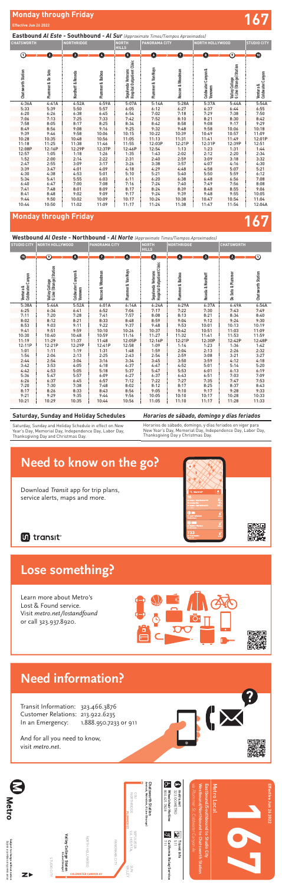# Monday through Friday

**167**

Effective Jun 26 2022

## Eastbound *Al Este* - Southbound - *Al Sur* *(Approximate Times/Tiempos Aproximados)*

| CHATSWORTH | | NORTHRIDGE | | NORTH HILLS | PANORAMA CITY | | NORTH HOLLYWOOD | | STUDIO CITY |
|---|---|---|---|---|---|---|---|---|---|
| 1 | 2 | 3 | 4 | 5 | 6 | 7 | 8 | 9 | 10 |
| Chatsworth Station | Plummer & De Soto | Nordhoff & Reseda | Plummer & Balboa | Sepulveda Veterans Hospital Outpatient Clinic | Plummer & Van Nuys | Roscoe & Woodman | Coldwater Canyon & Vanowen | Valley College G Line (Orange) Station | Ventura & Coldwater Canyon |
| 4:36A | 4:41A | 4:52A | 4:59A | 5:07A | 5:14A | 5:28A | 5:37A | 5:44A | 5:54A |
| 5:33 | 5:39 | 5:50 | 5:57 | 6:05 | 6:12 | 6:27 | 6:37 | 6:44 | 6:55 |
| 6:20 | 6:26 | 6:38 | 6:45 | 6:54 | 7:02 | 7:18 | 7:29 | 7:38 | 7:50 |
| 7:06 | 7:13 | 7:25 | 7:33 | 7:42 | 7:52 | 8:10 | 8:21 | 8:30 | 8:42 |
| 7:58 | 8:05 | 8:17 | 8:25 | 8:34 | 8:42 | 8:58 | 9:08 | 9:17 | 9:29 |
| 8:49 | 8:56 | 9:08 | 9:16 | 9:25 | 9:32 | 9:48 | 9:58 | 10:06 | 10:18 |
| 9:39 | 9:46 | 9:58 | 10:06 | 10:15 | 10:22 | 10:39 | 10:49 | 10:57 | 11:09 |
| 10:28 | 10:35 | 10:48 | 10:56 | 11:05 | 11:13 | 11:31 | 11:41 | 11:49 | 12:01P |
| 11:18 | 11:25 | 11:38 | 11:46 | 11:55 | 12:03P | 12:21P | 12:31P | 12:39P | 12:51 |
| 12:08P | 12:16P | 12:29P | 12:37P | 12:46P | 12:54 | 1:13 | 1:23 | 1:31 | 1:44 |
| 12:57 | 1:05 | 1:18 | 1:26 | 1:35 | 1:43 | 2:02 | 2:12 | 2:20 | 2:34 |
| 1:52 | 2:00 | 2:14 | 2:22 | 2:31 | 2:40 | 2:59 | 3:09 | 3:18 | 3:32 |
| 2:47 | 2:55 | 3:09 | 3:17 | 3:26 | 3:38 | 3:57 | 4:07 | 4:16 | 4:30 |
| 3:39 | 3:47 | 4:01 | 4:09 | 4:18 | 4:29 | 4:48 | 4:58 | 5:07 | 5:21 |
| 4:30 | 4:38 | 4:53 | 5:01 | 5:10 | 5:21 | 5:40 | 5:50 | 5:59 | 6:12 |
| 5:34 | 5:41 | 5:55 | 6:03 | 6:11 | 6:20 | 6:38 | 6:48 | 6:56 | 7:08 |
| 6:40 | 6:47 | 7:00 | 7:08 | 7:16 | 7:24 | 7:40 | 7:49 | 7:56 | 8:08 |
| 7:41 | 7:48 | 8:01 | 8:09 | 8:17 | 8:24 | 8:39 | 8:48 | 8:55 | 9:06 |
| 8:41 | 8:48 | 9:02 | 9:09 | 9:17 | 9:24 | 9:39 | 9:48 | 9:55 | 10:05 |
| 9:44 | 9:50 | 10:02 | 10:09 | 10:17 | 10:24 | 10:38 | 10:47 | 10:54 | 11:04 |
| 10:44 | 10:50 | 11:02 | 11:09 | 11:17 | 11:24 | 11:38 | 11:47 | 11:54 | 12:04A |

# Monday through Friday

**167**

## Westbound *Al Oeste* - Northbound - *Al Norte* *(Approximate Times/Tiempos Aproximados)*

| STUDIO CITY | NORTH HOLLYWOOD | | PANORAMA CITY | | NORTH HILLS | NORTHRIDGE | | CHATSWORTH | |
|---|---|---|---|---|---|---|---|---|---|
| 10 | 9 | 8 | 7 | 6 | 5 | 4 | 3 | 2 | 1 |
| Ventura & Coldwater Canyon | Valley College G Line (Orange) Station | Coldwater Canyon & Vanowen | Roscoe & Woodman | Plummer & Van Nuys | Sepulveda Veterans Hospital Outpatient Clinic | Plummer & Balboa | Reseda & Nordhoff | De Soto & Plummer | Chatsworth Station |
| 5:38A | 5:46A | 5:52A | 6:01A | 6:14A | 6:24A | 6:29A | 6:37A | 6:49A | 6:54A |
| 6:25 | 6:34 | 6:41 | 6:52 | 7:06 | 7:17 | 7:22 | 7:30 | 7:43 | 7:49 |
| 7:11 | 7:20 | 7:28 | 7:41 | 7:57 | 8:08 | 8:13 | 8:21 | 8:34 | 8:40 |
| 8:02 | 8:12 | 8:21 | 8:33 | 8:48 | 8:59 | 9:04 | 9:12 | 9:24 | 9:30 |
| 8:53 | 9:03 | 9:11 | 9:22 | 9:37 | 9:48 | 9:53 | 10:01 | 10:13 | 10:19 |
| 9:41 | 9:51 | 9:59 | 10:10 | 10:26 | 10:37 | 10:42 | 10:51 | 11:03 | 11:09 |
| 10:30 | 10:40 | 10:48 | 10:59 | 11:16 | 11:27 | 11:32 | 11:41 | 11:53 | 11:59 |
| 11:19 | 11:29 | 11:37 | 11:48 | 12:05P | 12:16P | 12:21P | 12:30P | 12:42P | 12:48P |
| 12:11P | 12:21P | 12:29P | 12:41P | 12:58 | 1:09 | 1:14 | 1:23 | 1:36 | 1:42 |
| 1:01 | 1:11 | 1:19 | 1:31 | 1:48 | 1:59 | 2:04 | 2:13 | 2:26 | 2:32 |
| 1:54 | 2:04 | 2:13 | 2:25 | 2:43 | 2:54 | 2:59 | 3:08 | 3:21 | 3:27 |
| 2:44 | 2:54 | 3:04 | 3:16 | 3:34 | 3:45 | 3:50 | 3:59 | 4:12 | 4:18 |
| 3:42 | 3:53 | 4:05 | 4:18 | 4:37 | 4:47 | 4:52 | 5:01 | 5:14 | 5:20 |
| 4:42 | 4:53 | 5:05 | 5:18 | 5:37 | 5:47 | 5:53 | 6:01 | 6:13 | 6:19 |
| 5:36 | 5:47 | 5:57 | 6:09 | 6:27 | 6:37 | 6:43 | 6:51 | 7:03 | 7:09 |
| 6:26 | 6:37 | 6:45 | 6:57 | 7:12 | 7:22 | 7:27 | 7:35 | 7:47 | 7:53 |
| 7:20 | 7:30 | 7:38 | 7:48 | 8:02 | 8:12 | 8:17 | 8:25 | 8:37 | 8:43 |
| 8:17 | 8:26 | 8:33 | 8:43 | 8:56 | 9:05 | 9:10 | 9:17 | 9:28 | 9:33 |
| 9:21 | 9:29 | 9:35 | 9:44 | 9:56 | 10:05 | 10:10 | 10:17 | 10:28 | 10:33 |
| 10:21 | 10:29 | 10:35 | 10:44 | 10:56 | 11:05 | 11:10 | 11:17 | 11:28 | 11:33 |

## Saturday, Sunday and Holiday Schedules

Saturday, Sunday and Holiday Schedule in effect on New Year's Day, Memorial Day, Independence Day, Labor Day, Thanksgiving Day and Christmas Day.

## *Horarios de sábado, domingo y días feriados*

*Horarios de sábado, domingo, y días feriados en vigor para New Year's Day, Memorial Day, Independence Day, Labor Day, Thanksgiving Day y Christmas Day.*

# Need to know on the go?

Download *Transit* app for trip plans, service alerts, maps and more.

transit

# Lose something?

Learn more about Metro's Lost & Found service. Visit *metro.net/lostandfound* or call 323.937.8920.

# Need information?

Transit Information: 323.466.3876
Customer Relations: 213.922.6235
In an Emergency: 1.888.950.7233 or 911

And for all you need to know, visit *metro.net*.

**Metro Local 167**

Eastbound/Southbound to Studio City
Westbound/Northbound to Chatsworth Station
*via Plummer St, Coldwater Canyon Av*

Effective Jun 26 2022

Metro Info 323.GO.METRO
Wheelchair Hotline 800.621.7828
California Relay Service 711
Travel Info 511

Chatsworth Station — Amtrak, Metrolink, (Future Bus Rapid)
Valley College Station — G Line (Orange)

Subject to change without notice
*Sujeto a cambios sin previo aviso*

Metro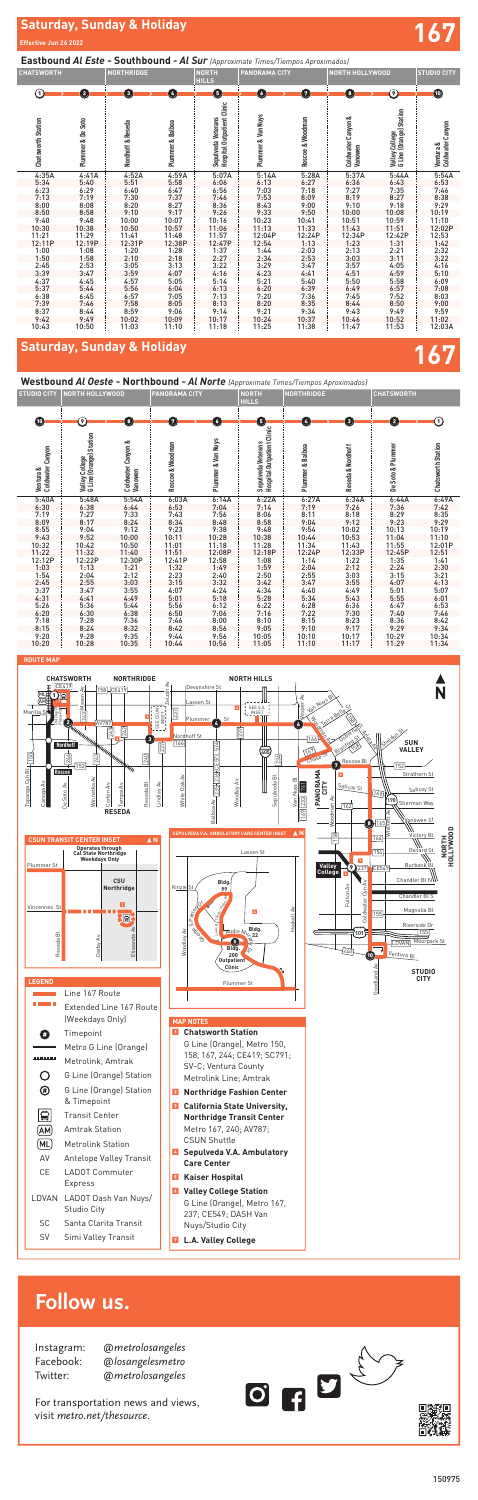# Saturday, Sunday & Holiday

**Effective Jun 26 2022**

# 167

## Eastbound *Al Este* - Southbound - *Al Sur* *(Approximate Times/Tiempos Aproximados)*

| CHATSWORTH | NORTHRIDGE | | | NORTH HILLS | PANORAMA CITY | | NORTH HOLLYWOOD | | STUDIO CITY |
|---|---|---|---|---|---|---|---|---|---|
| 1 | 2 | 3 | 4 | 5 | 6 | 7 | 8 | 9 | 10 |
| Chatsworth Station | Plummer & De Soto | Nordhoff & Reseda | Plummer & Balboa | Sepulveda Veterans Hospital Outpatient Clinic | Plummer & Van Nuys | Roscoe & Woodman | Coldwater Canyon & Vanowen | Valley College G Line (Orange) Station | Ventura & Coldwater Canyon |
| 4:35A | 4:41A | 4:52A | 4:59A | 5:07A | 5:14A | 5:28A | 5:37A | 5:44A | 5:54A |
| 5:34 | 5:40 | 5:51 | 5:58 | 6:06 | 6:13 | 6:27 | 6:36 | 6:43 | 6:53 |
| 6:23 | 6:29 | 6:40 | 6:47 | 6:56 | 7:03 | 7:18 | 7:27 | 7:35 | 7:46 |
| 7:13 | 7:19 | 7:30 | 7:37 | 7:46 | 7:53 | 8:09 | 8:19 | 8:27 | 8:38 |
| 8:00 | 8:08 | 8:20 | 8:27 | 8:36 | 8:43 | 9:00 | 9:10 | 9:18 | 9:29 |
| 8:50 | 8:58 | 9:10 | 9:17 | 9:26 | 9:33 | 9:50 | 10:00 | 10:08 | 10:19 |
| 9:40 | 9:48 | 10:00 | 10:07 | 10:16 | 10:23 | 10:41 | 10:51 | 10:59 | 11:10 |
| 10:30 | 10:38 | 10:50 | 10:57 | 11:06 | 11:13 | 11:33 | 11:43 | 11:51 | 12:02P |
| 11:21 | 11:29 | 11:41 | 11:48 | 11:57 | 12:04P | 12:24P | 12:34P | 12:42P | 12:53 |
| 12:11P | 12:19P | 12:31P | 12:38P | 12:47P | 12:54 | 1:13 | 1:23 | 1:31 | 1:42 |
| 1:00 | 1:08 | 1:20 | 1:28 | 1:37 | 1:44 | 2:03 | 2:13 | 2:21 | 2:32 |
| 1:50 | 1:58 | 2:10 | 2:18 | 2:27 | 2:34 | 2:53 | 3:03 | 3:11 | 3:22 |
| 2:45 | 2:53 | 3:05 | 3:13 | 3:22 | 3:29 | 3:47 | 3:57 | 4:05 | 4:16 |
| 3:39 | 3:47 | 3:59 | 4:07 | 4:16 | 4:23 | 4:41 | 4:51 | 4:59 | 5:10 |
| 4:37 | 4:45 | 4:57 | 5:05 | 5:14 | 5:21 | 5:40 | 5:50 | 5:58 | 6:09 |
| 5:37 | 5:44 | 5:56 | 6:04 | 6:13 | 6:20 | 6:39 | 6:49 | 6:57 | 7:08 |
| 6:38 | 6:45 | 6:57 | 7:05 | 7:13 | 7:20 | 7:36 | 7:45 | 7:52 | 8:03 |
| 7:39 | 7:46 | 7:58 | 8:05 | 8:13 | 8:20 | 8:35 | 8:44 | 8:50 | 9:00 |
| 8:37 | 8:44 | 8:59 | 9:06 | 9:14 | 9:21 | 9:34 | 9:43 | 9:49 | 9:59 |
| 9:42 | 9:49 | 10:02 | 10:09 | 10:17 | 10:24 | 10:37 | 10:46 | 10:52 | 11:02 |
| 10:43 | 10:50 | 11:03 | 11:10 | 11:18 | 11:25 | 11:38 | 11:47 | 11:53 | 12:03A |

# Saturday, Sunday & Holiday

# 167

## Westbound *Al Oeste* - Northbound - *Al Norte* *(Approximate Times/Tiempos Aproximados)*

| STUDIO CITY | NORTH HOLLYWOOD | | PANORAMA CITY | | NORTH HILLS | NORTHRIDGE | | CHATSWORTH | |
|---|---|---|---|---|---|---|---|---|---|
| 10 | 9 | 8 | 7 | 6 | 5 | 4 | 3 | 2 | 1 |
| Ventura & Coldwater Canyon | Valley College G Line (Orange) Station | Coldwater Canyon & Vanowen | Roscoe & Woodman | Plummer & Van Nuys | Sepulveda Veterans Hospital Outpatient Clinic | Plummer & Balboa | Reseda & Nordhoff | De Soto & Plummer | Chatsworth Station |
| 5:40A | 5:48A | 5:54A | 6:03A | 6:14A | 6:22A | 6:27A | 6:34A | 6:44A | 6:49A |
| 6:30 | 6:38 | 6:44 | 6:53 | 7:04 | 7:14 | 7:19 | 7:26 | 7:36 | 7:42 |
| 7:19 | 7:27 | 7:33 | 7:43 | 7:56 | 8:06 | 8:11 | 8:18 | 8:29 | 8:35 |
| 8:09 | 8:17 | 8:24 | 8:34 | 8:48 | 8:58 | 9:04 | 9:12 | 9:23 | 9:29 |
| 8:55 | 9:04 | 9:12 | 9:23 | 9:38 | 9:48 | 9:54 | 10:02 | 10:13 | 10:19 |
| 9:43 | 9:52 | 10:00 | 10:11 | 10:28 | 10:38 | 10:44 | 10:53 | 11:04 | 11:10 |
| 10:32 | 10:42 | 10:50 | 11:01 | 11:18 | 11:28 | 11:34 | 11:43 | 11:55 | 12:01P |
| 11:22 | 11:32 | 11:40 | 11:51 | 12:08P | 12:18P | 12:24P | 12:33P | 12:45P | 12:51 |
| 12:12P | 12:22P | 12:30P | 12:41P | 12:58 | 1:08 | 1:14 | 1:22 | 1:35 | 1:41 |
| 1:03 | 1:13 | 1:21 | 1:32 | 1:49 | 1:59 | 2:04 | 2:12 | 2:24 | 2:30 |
| 1:54 | 2:04 | 2:12 | 2:23 | 2:40 | 2:50 | 2:55 | 3:03 | 3:15 | 3:21 |
| 2:45 | 2:55 | 3:03 | 3:15 | 3:32 | 3:42 | 3:47 | 3:55 | 4:07 | 4:13 |
| 3:37 | 3:47 | 3:55 | 4:07 | 4:24 | 4:34 | 4:40 | 4:49 | 5:01 | 5:07 |
| 4:31 | 4:41 | 4:49 | 5:01 | 5:18 | 5:28 | 5:34 | 5:43 | 5:55 | 6:01 |
| 5:26 | 5:36 | 5:44 | 5:56 | 6:12 | 6:22 | 6:28 | 6:36 | 6:47 | 6:53 |
| 6:20 | 6:30 | 6:38 | 6:50 | 7:06 | 7:16 | 7:22 | 7:30 | 7:40 | 7:46 |
| 7:18 | 7:28 | 7:36 | 7:46 | 8:00 | 8:10 | 8:15 | 8:23 | 8:36 | 8:42 |
| 8:15 | 8:24 | 8:32 | 8:42 | 8:56 | 9:05 | 9:10 | 9:17 | 9:29 | 9:34 |
| 9:20 | 9:28 | 9:35 | 9:44 | 9:56 | 10:05 | 10:10 | 10:17 | 10:29 | 10:34 |
| 10:20 | 10:28 | 10:35 | 10:44 | 10:56 | 11:05 | 11:10 | 11:17 | 11:29 | 11:34 |

## ROUTE MAP

CHATSWORTH · NORTHRIDGE · NORTH HILLS · PANORAMA CITY · SUN VALLEY · NORTH HOLLYWOOD · STUDIO CITY · RESEDA

CSUN TRANSIT CENTER INSET — Operates through Cal State Northridge Weekdays Only

SEPULVEDA V.A. AMBULATORY CARE CENTER INSET

### LEGEND

- Line 167 Route
- Extended Line 167 Route (Weekdays Only)
- Timepoint
- Metro G Line (Orange)
- Metrolink, Amtrak
- G Line (Orange) Station
- G Line (Orange) Station & Timepoint
- Transit Center
- AM — Amtrak Station
- ML — Metrolink Station
- AV — Antelope Valley Transit
- CE — LADOT Commuter Express
- LDVAN — LADOT Dash Van Nuys/Studio City
- SC — Santa Clarita Transit
- SV — Simi Valley Transit

### MAP NOTES

1. **Chatsworth Station** — G Line (Orange), Metro 150, 158, 167, 244; CE419; SC791; SV-C; Ventura County Metrolink Line; Amtrak
2. **Northridge Fashion Center**
3. **California State University, Northridge Transit Center** — Metro 167, 240; AV787; CSUN Shuttle
4. **Sepulveda V.A. Ambulatory Care Center**
5. **Kaiser Hospital**
6. **Valley College Station** — G Line (Orange), Metro 167, 237; CE549; DASH Van Nuys/Studio City
7. **L.A. Valley College**

# Follow us.

Instagram: *@metrolosangeles*
Facebook: *@losangelesmetro*
Twitter: *@metrolosangeles*

For transportation news and views, visit *metro.net/thesource*.

150975